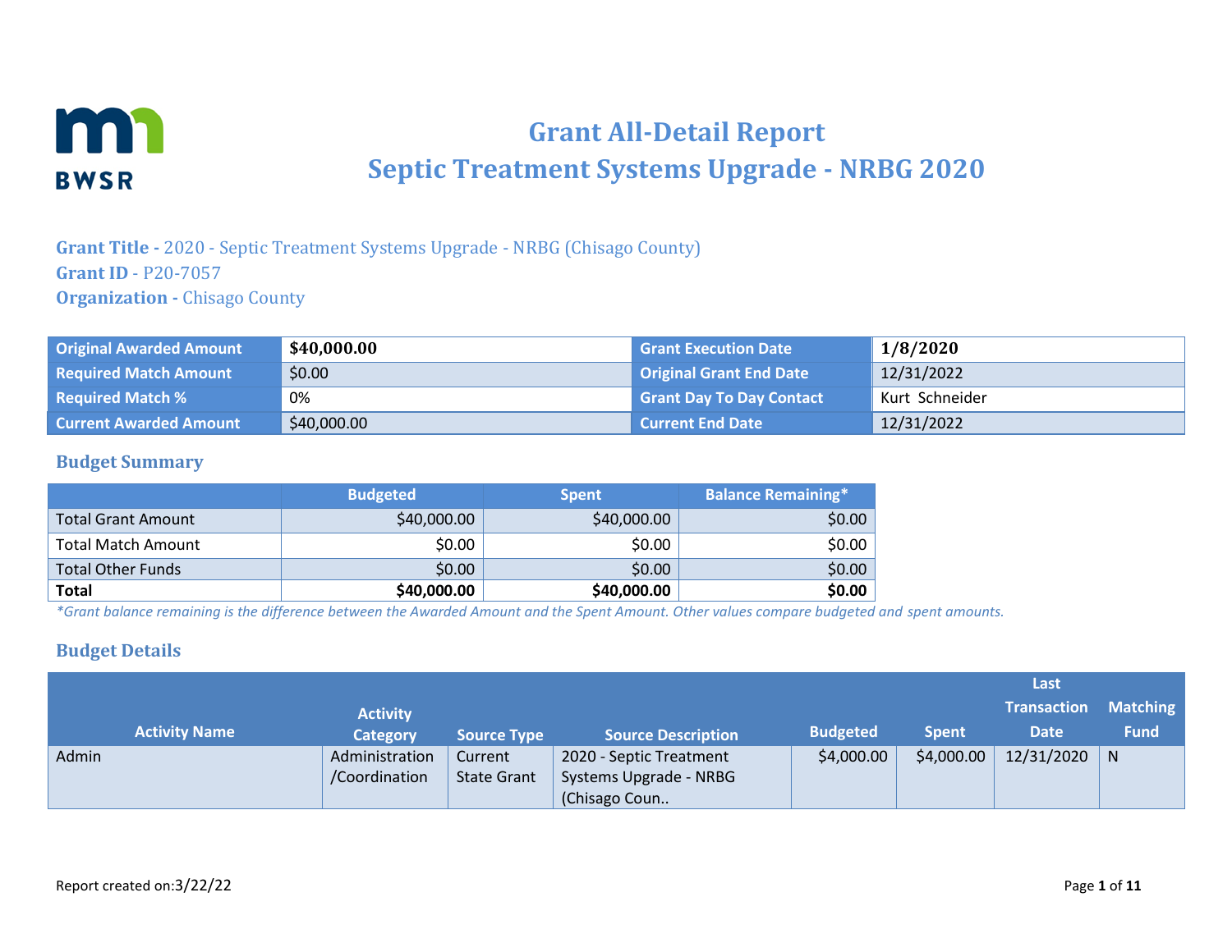# Grant All-Detail Report
# Septic Treatment Systems Upgrade - NRBG 2020

**Grant Title -** 2020 - Septic Treatment Systems Upgrade - NRBG (Chisago County)
**Grant ID** - P20-7057
**Organization -** Chisago County

| Original Awarded Amount | **$40,000.00** | Grant Execution Date | **1/8/2020** |
|---|---|---|---|
| Required Match Amount | $0.00 | Original Grant End Date | 12/31/2022 |
| Required Match % | 0% | Grant Day To Day Contact | Kurt Schneider |
| Current Awarded Amount | $40,000.00 | Current End Date | 12/31/2022 |

## Budget Summary

| | Budgeted | Spent | Balance Remaining* |
|---|---|---|---|
| Total Grant Amount | $40,000.00 | $40,000.00 | $0.00 |
| Total Match Amount | $0.00 | $0.00 | $0.00 |
| Total Other Funds | $0.00 | $0.00 | $0.00 |
| **Total** | **$40,000.00** | **$40,000.00** | **$0.00** |

*\*Grant balance remaining is the difference between the Awarded Amount and the Spent Amount. Other values compare budgeted and spent amounts.*

## Budget Details

| Activity Name | Activity Category | Source Type | Source Description | Budgeted | Spent | Last Transaction Date | Matching Fund |
|---|---|---|---|---|---|---|---|
| Admin | Administration /Coordination | Current State Grant | 2020 - Septic Treatment Systems Upgrade - NRBG (Chisago Coun.. | $4,000.00 | $4,000.00 | 12/31/2020 | N |

Report created on:3/22/22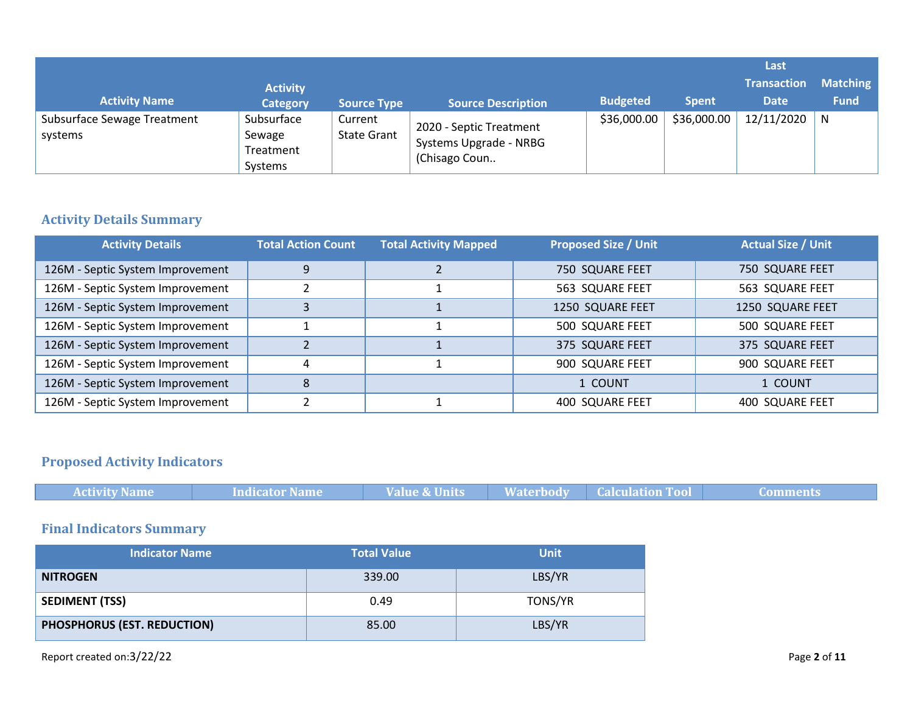| Activity Name | Activity Category | Source Type | Source Description | Budgeted | Spent | Last Transaction Date | Matching Fund |
|---|---|---|---|---|---|---|---|
| Subsurface Sewage Treatment systems | Subsurface Sewage Treatment Systems | Current State Grant | 2020 - Septic Treatment Systems Upgrade - NRBG (Chisago Coun.. | $36,000.00 | $36,000.00 | 12/11/2020 | N |

## Activity Details Summary

| Activity Details | Total Action Count | Total Activity Mapped | Proposed Size / Unit | Actual Size / Unit |
|---|---|---|---|---|
| 126M - Septic System Improvement | 9 | 2 | 750 SQUARE FEET | 750 SQUARE FEET |
| 126M - Septic System Improvement | 2 | 1 | 563 SQUARE FEET | 563 SQUARE FEET |
| 126M - Septic System Improvement | 3 | 1 | 1250 SQUARE FEET | 1250 SQUARE FEET |
| 126M - Septic System Improvement | 1 | 1 | 500 SQUARE FEET | 500 SQUARE FEET |
| 126M - Septic System Improvement | 2 | 1 | 375 SQUARE FEET | 375 SQUARE FEET |
| 126M - Septic System Improvement | 4 | 1 | 900 SQUARE FEET | 900 SQUARE FEET |
| 126M - Septic System Improvement | 8 | | 1 COUNT | 1 COUNT |
| 126M - Septic System Improvement | 2 | 1 | 400 SQUARE FEET | 400 SQUARE FEET |

## Proposed Activity Indicators

| Activity Name | Indicator Name | Value & Units | Waterbody | Calculation Tool | Comments |
|---|---|---|---|---|---|

## Final Indicators Summary

| Indicator Name | Total Value | Unit |
|---|---|---|
| **NITROGEN** | 339.00 | LBS/YR |
| **SEDIMENT (TSS)** | 0.49 | TONS/YR |
| **PHOSPHORUS (EST. REDUCTION)** | 85.00 | LBS/YR |

Report created on:3/22/22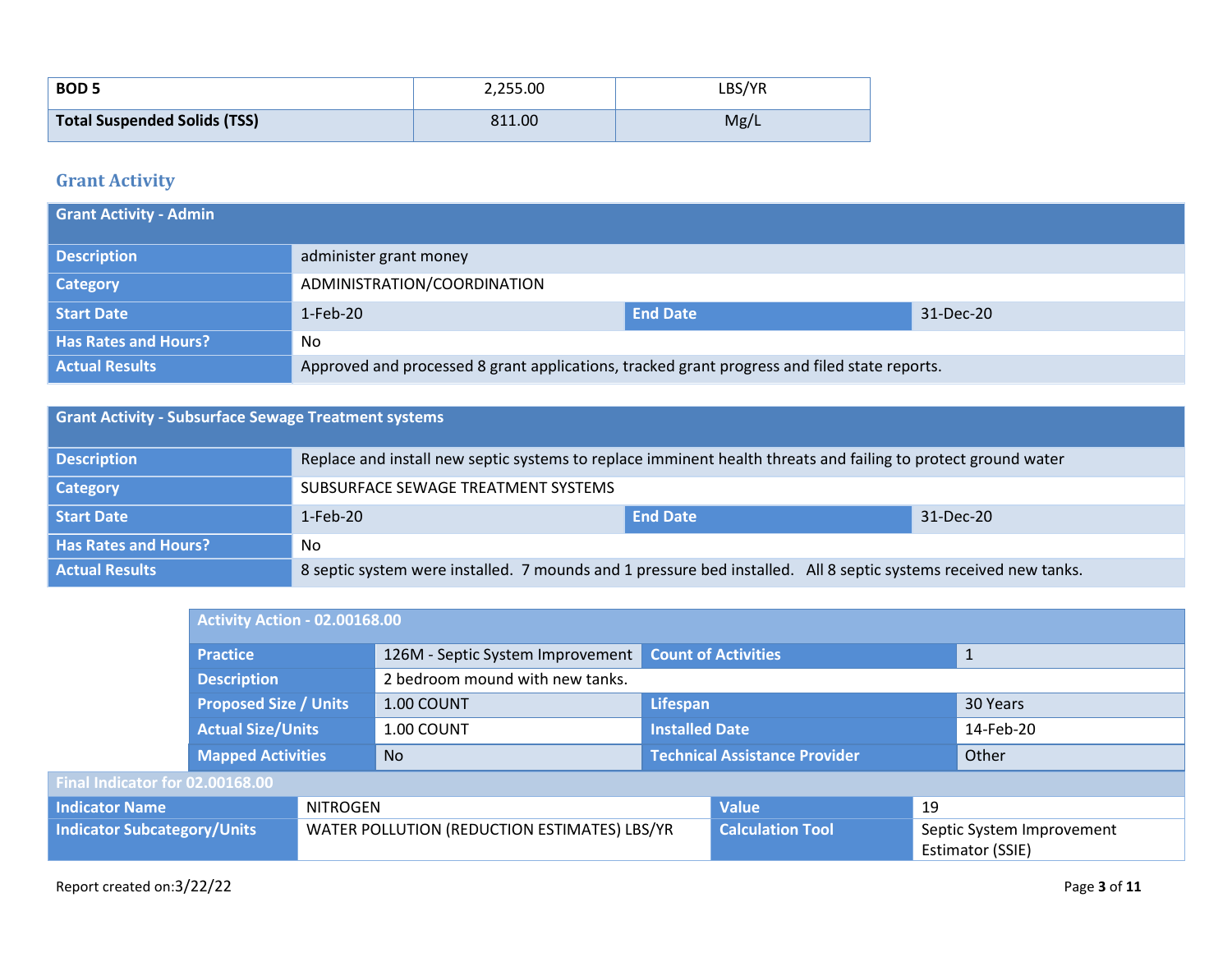| BOD 5 | 2,255.00 | LBS/YR |
|---|---|---|
| **Total Suspended Solids (TSS)** | 811.00 | Mg/L |

## Grant Activity

| Grant Activity - Admin | | | |
|---|---|---|---|
| **Description** | administer grant money | | |
| **Category** | ADMINISTRATION/COORDINATION | | |
| **Start Date** | 1-Feb-20 | **End Date** | 31-Dec-20 |
| **Has Rates and Hours?** | No | | |
| **Actual Results** | Approved and processed 8 grant applications, tracked grant progress and filed state reports. | | |

| Grant Activity - Subsurface Sewage Treatment systems | | | |
|---|---|---|---|
| **Description** | Replace and install new septic systems to replace imminent health threats and failing to protect ground water | | |
| **Category** | SUBSURFACE SEWAGE TREATMENT SYSTEMS | | |
| **Start Date** | 1-Feb-20 | **End Date** | 31-Dec-20 |
| **Has Rates and Hours?** | No | | |
| **Actual Results** | 8 septic system were installed. 7 mounds and 1 pressure bed installed. All 8 septic systems received new tanks. | | |

| Activity Action - 02.00168.00 | | | |
|---|---|---|---|
| **Practice** | 126M - Septic System Improvement | **Count of Activities** | 1 |
| **Description** | 2 bedroom mound with new tanks. | | |
| **Proposed Size / Units** | 1.00 COUNT | **Lifespan** | 30 Years |
| **Actual Size/Units** | 1.00 COUNT | **Installed Date** | 14-Feb-20 |
| **Mapped Activities** | No | **Technical Assistance Provider** | Other |

| Final Indicator for 02.00168.00 | | | |
|---|---|---|---|
| **Indicator Name** | NITROGEN | **Value** | 19 |
| **Indicator Subcategory/Units** | WATER POLLUTION (REDUCTION ESTIMATES) LBS/YR | **Calculation Tool** | Septic System Improvement Estimator (SSIE) |

Report created on:3/22/22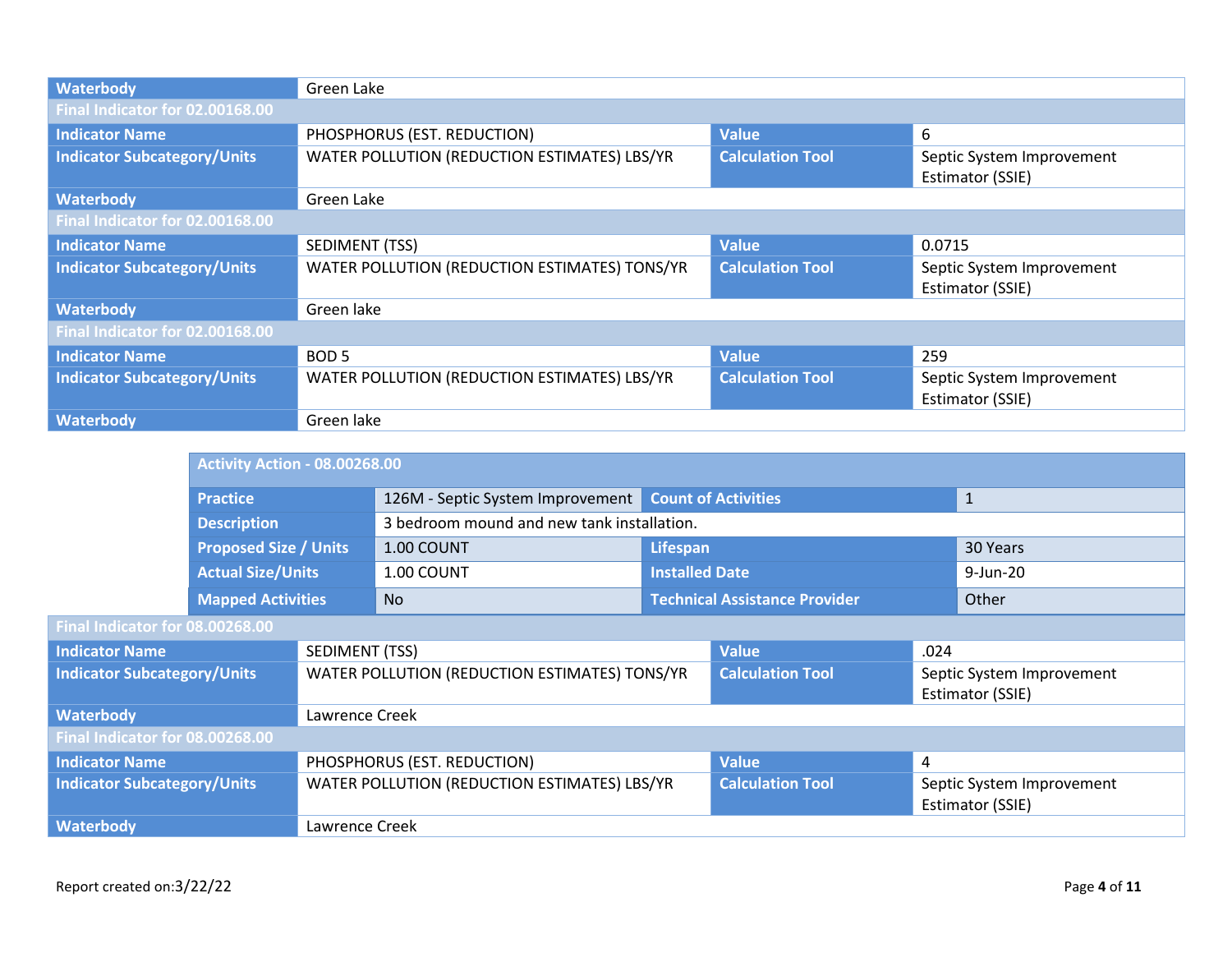| Waterbody | Green Lake | | |
|---|---|---|---|
| **Final Indicator for 02.00168.00** | | | |
| **Indicator Name** | PHOSPHORUS (EST. REDUCTION) | **Value** | 6 |
| **Indicator Subcategory/Units** | WATER POLLUTION (REDUCTION ESTIMATES) LBS/YR | **Calculation Tool** | Septic System Improvement Estimator (SSIE) |
| **Waterbody** | Green Lake | | |
| **Final Indicator for 02.00168.00** | | | |
| **Indicator Name** | SEDIMENT (TSS) | **Value** | 0.0715 |
| **Indicator Subcategory/Units** | WATER POLLUTION (REDUCTION ESTIMATES) TONS/YR | **Calculation Tool** | Septic System Improvement Estimator (SSIE) |
| **Waterbody** | Green lake | | |
| **Final Indicator for 02.00168.00** | | | |
| **Indicator Name** | BOD 5 | **Value** | 259 |
| **Indicator Subcategory/Units** | WATER POLLUTION (REDUCTION ESTIMATES) LBS/YR | **Calculation Tool** | Septic System Improvement Estimator (SSIE) |
| **Waterbody** | Green lake | | |

| Activity Action - 08.00268.00 | | | |
|---|---|---|---|
| **Practice** | 126M - Septic System Improvement | **Count of Activities** | 1 |
| **Description** | 3 bedroom mound and new tank installation. | | |
| **Proposed Size / Units** | 1.00 COUNT | **Lifespan** | 30 Years |
| **Actual Size/Units** | 1.00 COUNT | **Installed Date** | 9-Jun-20 |
| **Mapped Activities** | No | **Technical Assistance Provider** | Other |

| Final Indicator for 08.00268.00 | | | |
|---|---|---|---|
| **Indicator Name** | SEDIMENT (TSS) | **Value** | .024 |
| **Indicator Subcategory/Units** | WATER POLLUTION (REDUCTION ESTIMATES) TONS/YR | **Calculation Tool** | Septic System Improvement Estimator (SSIE) |
| **Waterbody** | Lawrence Creek | | |
| **Final Indicator for 08.00268.00** | | | |
| **Indicator Name** | PHOSPHORUS (EST. REDUCTION) | **Value** | 4 |
| **Indicator Subcategory/Units** | WATER POLLUTION (REDUCTION ESTIMATES) LBS/YR | **Calculation Tool** | Septic System Improvement Estimator (SSIE) |
| **Waterbody** | Lawrence Creek | | |

Report created on:3/22/22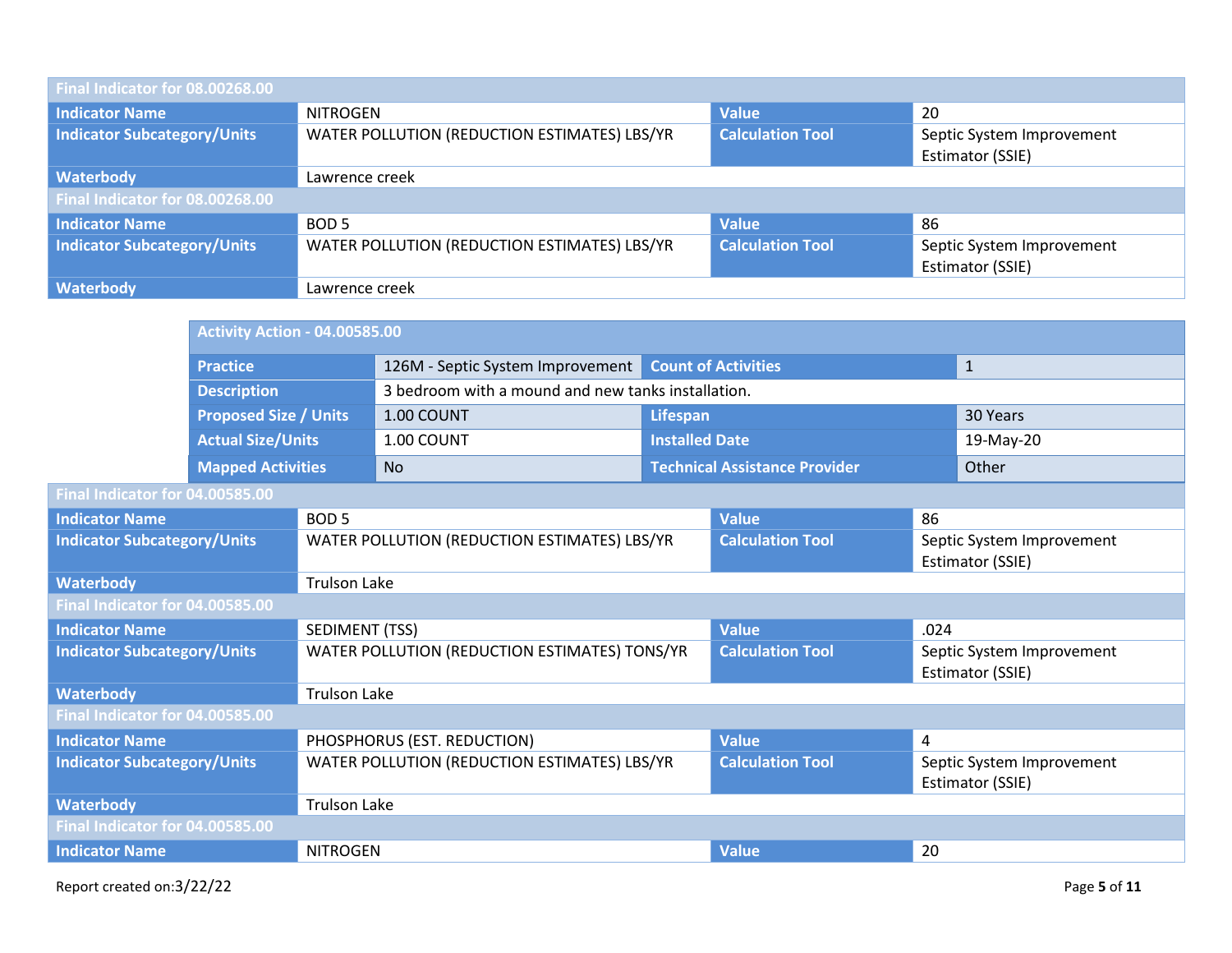| Final Indicator for 08.00268.00 | | | |
|---|---|---|---|
| Indicator Name | NITROGEN | Value | 20 |
| Indicator Subcategory/Units | WATER POLLUTION (REDUCTION ESTIMATES) LBS/YR | Calculation Tool | Septic System Improvement Estimator (SSIE) |
| Waterbody | Lawrence creek | | |

| Final Indicator for 08.00268.00 | | | |
|---|---|---|---|
| Indicator Name | BOD 5 | Value | 86 |
| Indicator Subcategory/Units | WATER POLLUTION (REDUCTION ESTIMATES) LBS/YR | Calculation Tool | Septic System Improvement Estimator (SSIE) |
| Waterbody | Lawrence creek | | |

| Activity Action - 04.00585.00 | | | |
|---|---|---|---|
| Practice | 126M - Septic System Improvement | Count of Activities | 1 |
| Description | 3 bedroom with a mound and new tanks installation. | | |
| Proposed Size / Units | 1.00 COUNT | Lifespan | 30 Years |
| Actual Size/Units | 1.00 COUNT | Installed Date | 19-May-20 |
| Mapped Activities | No | Technical Assistance Provider | Other |

| Final Indicator for 04.00585.00 | | | |
|---|---|---|---|
| Indicator Name | BOD 5 | Value | 86 |
| Indicator Subcategory/Units | WATER POLLUTION (REDUCTION ESTIMATES) LBS/YR | Calculation Tool | Septic System Improvement Estimator (SSIE) |
| Waterbody | Trulson Lake | | |

| Final Indicator for 04.00585.00 | | | |
|---|---|---|---|
| Indicator Name | SEDIMENT (TSS) | Value | .024 |
| Indicator Subcategory/Units | WATER POLLUTION (REDUCTION ESTIMATES) TONS/YR | Calculation Tool | Septic System Improvement Estimator (SSIE) |
| Waterbody | Trulson Lake | | |

| Final Indicator for 04.00585.00 | | | |
|---|---|---|---|
| Indicator Name | PHOSPHORUS (EST. REDUCTION) | Value | 4 |
| Indicator Subcategory/Units | WATER POLLUTION (REDUCTION ESTIMATES) LBS/YR | Calculation Tool | Septic System Improvement Estimator (SSIE) |
| Waterbody | Trulson Lake | | |

| Final Indicator for 04.00585.00 | | | |
|---|---|---|---|
| Indicator Name | NITROGEN | Value | 20 |

Report created on:3/22/22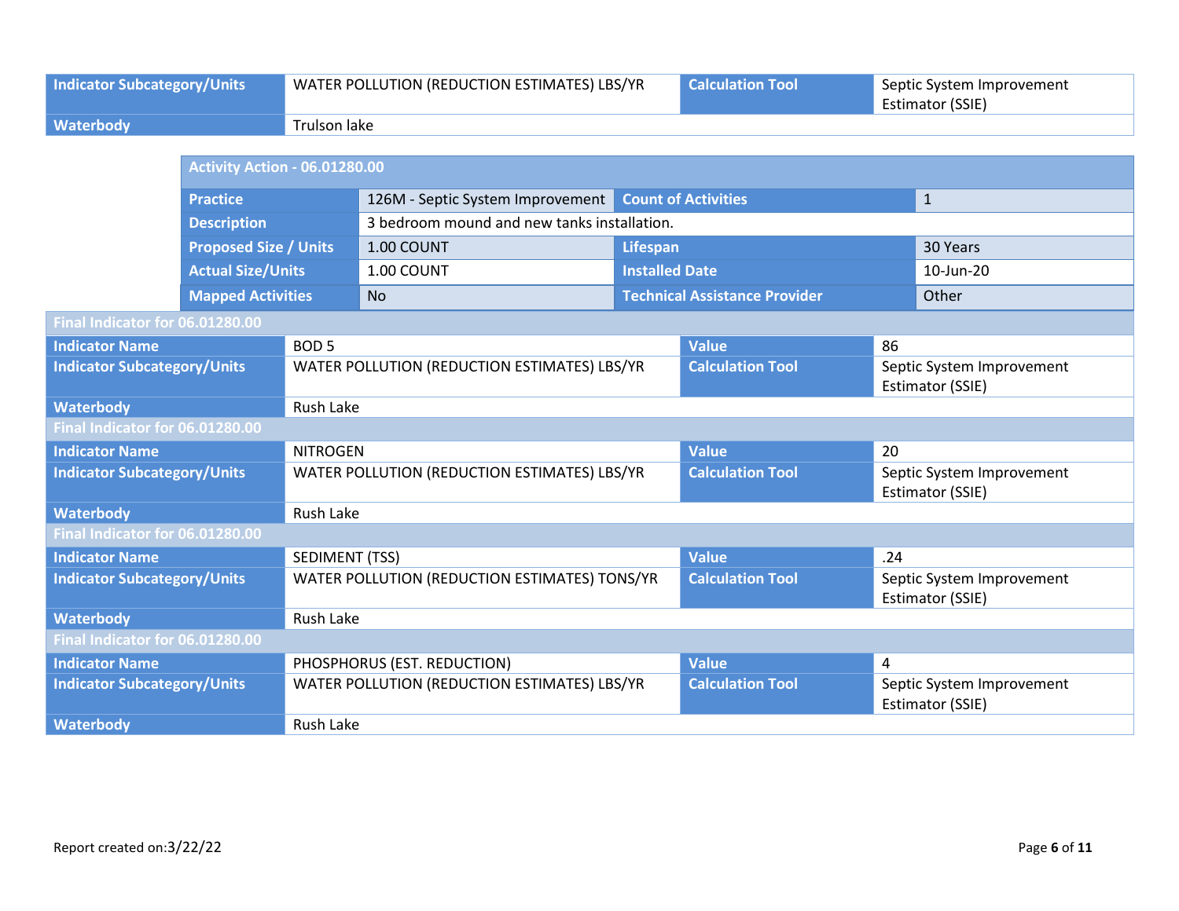| Indicator Subcategory/Units | WATER POLLUTION (REDUCTION ESTIMATES) LBS/YR | Calculation Tool | Septic System Improvement Estimator (SSIE) |
|---|---|---|---|
| Waterbody | Trulson lake | | |

| Activity Action - 06.01280.00 | | | |
|---|---|---|---|
| Practice | 126M - Septic System Improvement | Count of Activities | 1 |
| Description | 3 bedroom mound and new tanks installation. | | |
| Proposed Size / Units | 1.00 COUNT | Lifespan | 30 Years |
| Actual Size/Units | 1.00 COUNT | Installed Date | 10-Jun-20 |
| Mapped Activities | No | Technical Assistance Provider | Other |

| Final Indicator for 06.01280.00 | | | |
|---|---|---|---|
| Indicator Name | BOD 5 | Value | 86 |
| Indicator Subcategory/Units | WATER POLLUTION (REDUCTION ESTIMATES) LBS/YR | Calculation Tool | Septic System Improvement Estimator (SSIE) |
| Waterbody | Rush Lake | | |

| Final Indicator for 06.01280.00 | | | |
|---|---|---|---|
| Indicator Name | NITROGEN | Value | 20 |
| Indicator Subcategory/Units | WATER POLLUTION (REDUCTION ESTIMATES) LBS/YR | Calculation Tool | Septic System Improvement Estimator (SSIE) |
| Waterbody | Rush Lake | | |

| Final Indicator for 06.01280.00 | | | |
|---|---|---|---|
| Indicator Name | SEDIMENT (TSS) | Value | .24 |
| Indicator Subcategory/Units | WATER POLLUTION (REDUCTION ESTIMATES) TONS/YR | Calculation Tool | Septic System Improvement Estimator (SSIE) |
| Waterbody | Rush Lake | | |

| Final Indicator for 06.01280.00 | | | |
|---|---|---|---|
| Indicator Name | PHOSPHORUS (EST. REDUCTION) | Value | 4 |
| Indicator Subcategory/Units | WATER POLLUTION (REDUCTION ESTIMATES) LBS/YR | Calculation Tool | Septic System Improvement Estimator (SSIE) |
| Waterbody | Rush Lake | | |

Report created on:3/22/22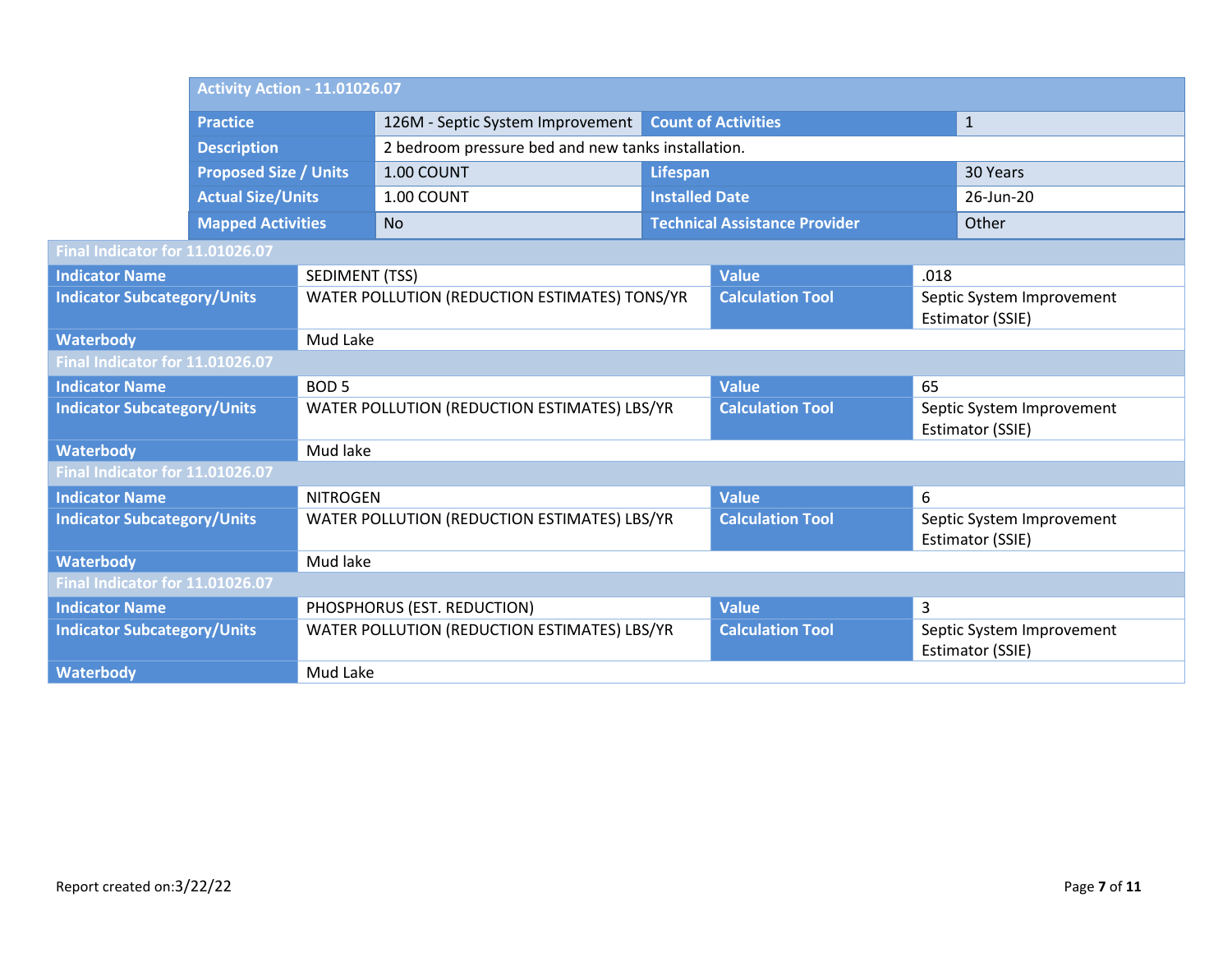| Activity Action - 11.01026.07 | | | |
|---|---|---|---|
| **Practice** | 126M - Septic System Improvement | **Count of Activities** | 1 |
| **Description** | 2 bedroom pressure bed and new tanks installation. | | |
| **Proposed Size / Units** | 1.00 COUNT | **Lifespan** | 30 Years |
| **Actual Size/Units** | 1.00 COUNT | **Installed Date** | 26-Jun-20 |
| **Mapped Activities** | No | **Technical Assistance Provider** | Other |

| Final Indicator for 11.01026.07 | | | |
|---|---|---|---|
| **Indicator Name** | SEDIMENT (TSS) | **Value** | .018 |
| **Indicator Subcategory/Units** | WATER POLLUTION (REDUCTION ESTIMATES) TONS/YR | **Calculation Tool** | Septic System Improvement Estimator (SSIE) |
| **Waterbody** | Mud Lake | | |

| Final Indicator for 11.01026.07 | | | |
|---|---|---|---|
| **Indicator Name** | BOD 5 | **Value** | 65 |
| **Indicator Subcategory/Units** | WATER POLLUTION (REDUCTION ESTIMATES) LBS/YR | **Calculation Tool** | Septic System Improvement Estimator (SSIE) |
| **Waterbody** | Mud lake | | |

| Final Indicator for 11.01026.07 | | | |
|---|---|---|---|
| **Indicator Name** | NITROGEN | **Value** | 6 |
| **Indicator Subcategory/Units** | WATER POLLUTION (REDUCTION ESTIMATES) LBS/YR | **Calculation Tool** | Septic System Improvement Estimator (SSIE) |
| **Waterbody** | Mud lake | | |

| Final Indicator for 11.01026.07 | | | |
|---|---|---|---|
| **Indicator Name** | PHOSPHORUS (EST. REDUCTION) | **Value** | 3 |
| **Indicator Subcategory/Units** | WATER POLLUTION (REDUCTION ESTIMATES) LBS/YR | **Calculation Tool** | Septic System Improvement Estimator (SSIE) |
| **Waterbody** | Mud Lake | | |

Report created on:3/22/22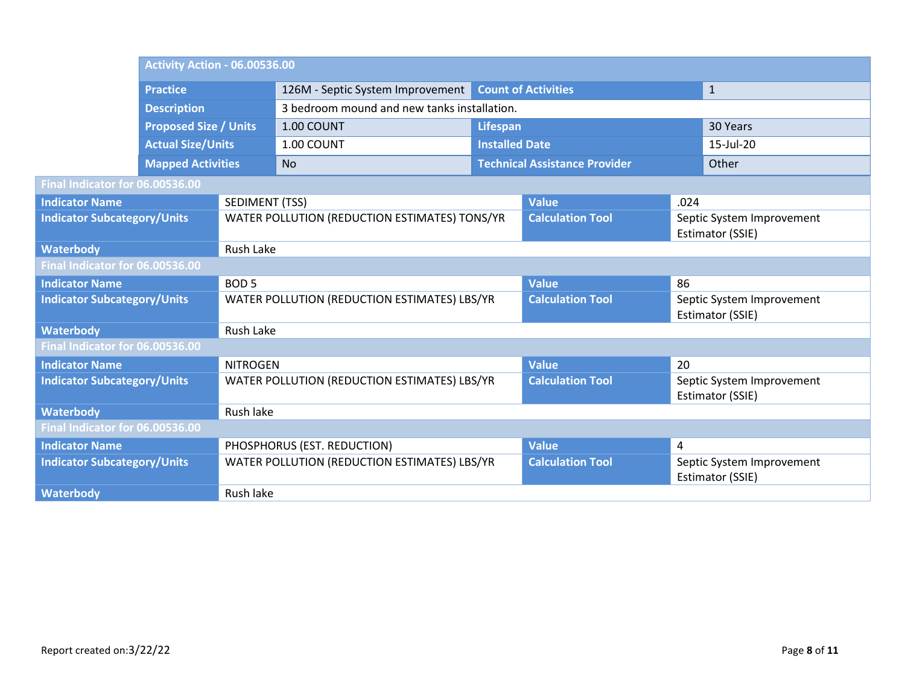| Activity Action - 06.00536.00 | | | |
|---|---|---|---|
| Practice | 126M - Septic System Improvement | Count of Activities | 1 |
| Description | 3 bedroom mound and new tanks installation. | | |
| Proposed Size / Units | 1.00 COUNT | Lifespan | 30 Years |
| Actual Size/Units | 1.00 COUNT | Installed Date | 15-Jul-20 |
| Mapped Activities | No | Technical Assistance Provider | Other |

| Final Indicator for 06.00536.00 | | | |
|---|---|---|---|
| Indicator Name | SEDIMENT (TSS) | Value | .024 |
| Indicator Subcategory/Units | WATER POLLUTION (REDUCTION ESTIMATES) TONS/YR | Calculation Tool | Septic System Improvement Estimator (SSIE) |
| Waterbody | Rush Lake | | |

| Final Indicator for 06.00536.00 | | | |
|---|---|---|---|
| Indicator Name | BOD 5 | Value | 86 |
| Indicator Subcategory/Units | WATER POLLUTION (REDUCTION ESTIMATES) LBS/YR | Calculation Tool | Septic System Improvement Estimator (SSIE) |
| Waterbody | Rush Lake | | |

| Final Indicator for 06.00536.00 | | | |
|---|---|---|---|
| Indicator Name | NITROGEN | Value | 20 |
| Indicator Subcategory/Units | WATER POLLUTION (REDUCTION ESTIMATES) LBS/YR | Calculation Tool | Septic System Improvement Estimator (SSIE) |
| Waterbody | Rush lake | | |

| Final Indicator for 06.00536.00 | | | |
|---|---|---|---|
| Indicator Name | PHOSPHORUS (EST. REDUCTION) | Value | 4 |
| Indicator Subcategory/Units | WATER POLLUTION (REDUCTION ESTIMATES) LBS/YR | Calculation Tool | Septic System Improvement Estimator (SSIE) |
| Waterbody | Rush lake | | |

Report created on:3/22/22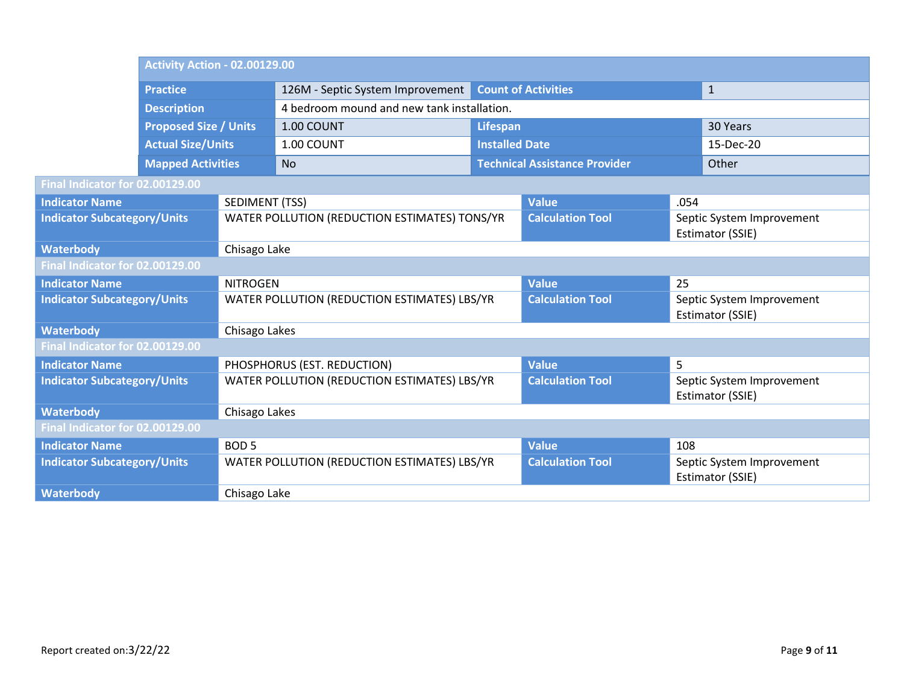| Activity Action - 02.00129.00 | | | |
|---|---|---|---|
| **Practice** | 126M - Septic System Improvement | **Count of Activities** | 1 |
| **Description** | 4 bedroom mound and new tank installation. | | |
| **Proposed Size / Units** | 1.00 COUNT | **Lifespan** | 30 Years |
| **Actual Size/Units** | 1.00 COUNT | **Installed Date** | 15-Dec-20 |
| **Mapped Activities** | No | **Technical Assistance Provider** | Other |

| Final Indicator for 02.00129.00 | | | |
|---|---|---|---|
| **Indicator Name** | SEDIMENT (TSS) | **Value** | .054 |
| **Indicator Subcategory/Units** | WATER POLLUTION (REDUCTION ESTIMATES) TONS/YR | **Calculation Tool** | Septic System Improvement Estimator (SSIE) |
| **Waterbody** | Chisago Lake | | |

| Final Indicator for 02.00129.00 | | | |
|---|---|---|---|
| **Indicator Name** | NITROGEN | **Value** | 25 |
| **Indicator Subcategory/Units** | WATER POLLUTION (REDUCTION ESTIMATES) LBS/YR | **Calculation Tool** | Septic System Improvement Estimator (SSIE) |
| **Waterbody** | Chisago Lakes | | |

| Final Indicator for 02.00129.00 | | | |
|---|---|---|---|
| **Indicator Name** | PHOSPHORUS (EST. REDUCTION) | **Value** | 5 |
| **Indicator Subcategory/Units** | WATER POLLUTION (REDUCTION ESTIMATES) LBS/YR | **Calculation Tool** | Septic System Improvement Estimator (SSIE) |
| **Waterbody** | Chisago Lakes | | |

| Final Indicator for 02.00129.00 | | | |
|---|---|---|---|
| **Indicator Name** | BOD 5 | **Value** | 108 |
| **Indicator Subcategory/Units** | WATER POLLUTION (REDUCTION ESTIMATES) LBS/YR | **Calculation Tool** | Septic System Improvement Estimator (SSIE) |
| **Waterbody** | Chisago Lake | | |

Report created on:3/22/22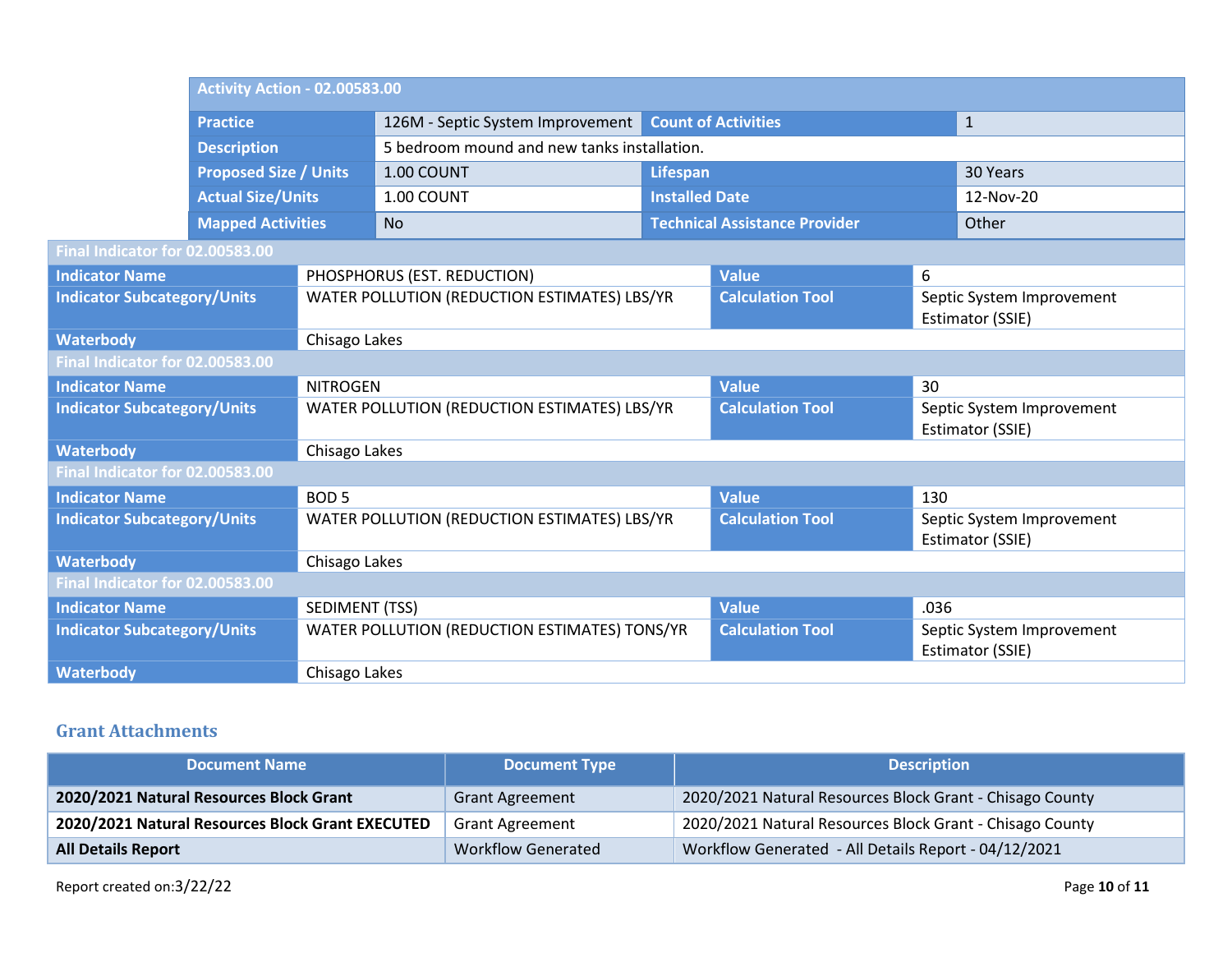| Activity Action - 02.00583.00 | | | |
|---|---|---|---|
| Practice | 126M - Septic System Improvement | Count of Activities | 1 |
| Description | 5 bedroom mound and new tanks installation. | | |
| Proposed Size / Units | 1.00 COUNT | Lifespan | 30 Years |
| Actual Size/Units | 1.00 COUNT | Installed Date | 12-Nov-20 |
| Mapped Activities | No | Technical Assistance Provider | Other |

| Final Indicator for 02.00583.00 | | | |
|---|---|---|---|
| Indicator Name | PHOSPHORUS (EST. REDUCTION) | Value | 6 |
| Indicator Subcategory/Units | WATER POLLUTION (REDUCTION ESTIMATES) LBS/YR | Calculation Tool | Septic System Improvement Estimator (SSIE) |
| Waterbody | Chisago Lakes | | |
| **Final Indicator for 02.00583.00** | | | |
| Indicator Name | NITROGEN | Value | 30 |
| Indicator Subcategory/Units | WATER POLLUTION (REDUCTION ESTIMATES) LBS/YR | Calculation Tool | Septic System Improvement Estimator (SSIE) |
| Waterbody | Chisago Lakes | | |
| **Final Indicator for 02.00583.00** | | | |
| Indicator Name | BOD 5 | Value | 130 |
| Indicator Subcategory/Units | WATER POLLUTION (REDUCTION ESTIMATES) LBS/YR | Calculation Tool | Septic System Improvement Estimator (SSIE) |
| Waterbody | Chisago Lakes | | |
| **Final Indicator for 02.00583.00** | | | |
| Indicator Name | SEDIMENT (TSS) | Value | .036 |
| Indicator Subcategory/Units | WATER POLLUTION (REDUCTION ESTIMATES) TONS/YR | Calculation Tool | Septic System Improvement Estimator (SSIE) |
| Waterbody | Chisago Lakes | | |

## Grant Attachments

| Document Name | Document Type | Description |
|---|---|---|
| **2020/2021 Natural Resources Block Grant** | Grant Agreement | 2020/2021 Natural Resources Block Grant - Chisago County |
| **2020/2021 Natural Resources Block Grant EXECUTED** | Grant Agreement | 2020/2021 Natural Resources Block Grant - Chisago County |
| **All Details Report** | Workflow Generated | Workflow Generated - All Details Report - 04/12/2021 |

Report created on:3/22/22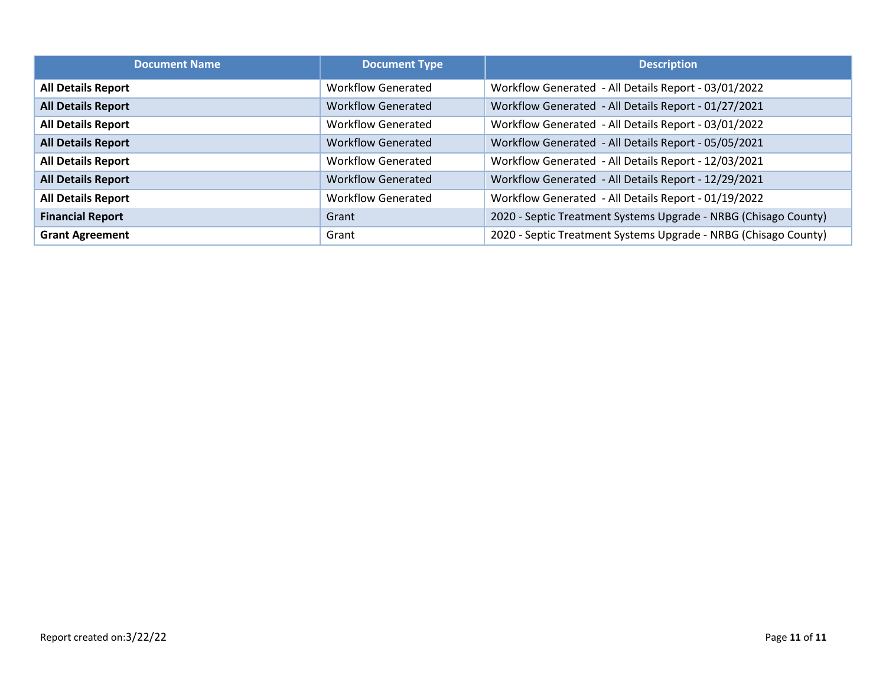| Document Name | Document Type | Description |
| --- | --- | --- |
| **All Details Report** | Workflow Generated | Workflow Generated - All Details Report - 03/01/2022 |
| **All Details Report** | Workflow Generated | Workflow Generated - All Details Report - 01/27/2021 |
| **All Details Report** | Workflow Generated | Workflow Generated - All Details Report - 03/01/2022 |
| **All Details Report** | Workflow Generated | Workflow Generated - All Details Report - 05/05/2021 |
| **All Details Report** | Workflow Generated | Workflow Generated - All Details Report - 12/03/2021 |
| **All Details Report** | Workflow Generated | Workflow Generated - All Details Report - 12/29/2021 |
| **All Details Report** | Workflow Generated | Workflow Generated - All Details Report - 01/19/2022 |
| **Financial Report** | Grant | 2020 - Septic Treatment Systems Upgrade - NRBG (Chisago County) |
| **Grant Agreement** | Grant | 2020 - Septic Treatment Systems Upgrade - NRBG (Chisago County) |

Report created on:3/22/22